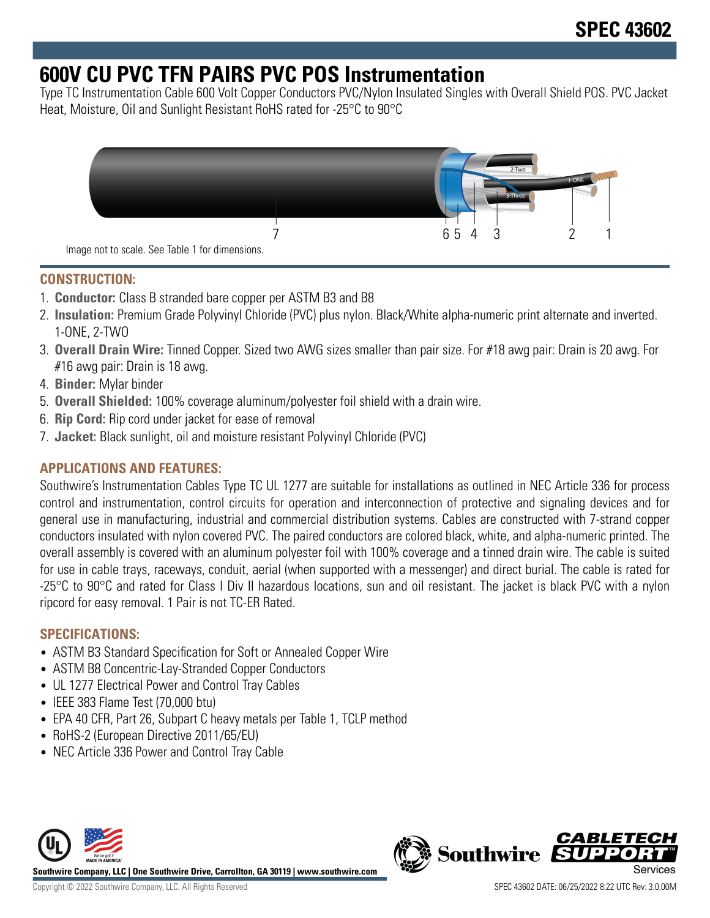SPEC 43602

# 600V CU PVC TFN PAIRS PVC POS Instrumentation

Type TC Instrumentation Cable 600 Volt Copper Conductors PVC/Nylon Insulated Singles with Overall Shield POS. PVC Jacket Heat, Moisture, Oil and Sunlight Resistant RoHS rated for -25°C to 90°C

Image not to scale. See Table 1 for dimensions.

## CONSTRUCTION:

1. **Conductor:** Class B stranded bare copper per ASTM B3 and B8
2. **Insulation:** Premium Grade Polyvinyl Chloride (PVC) plus nylon. Black/White alpha-numeric print alternate and inverted. 1-ONE, 2-TWO
3. **Overall Drain Wire:** Tinned Copper. Sized two AWG sizes smaller than pair size. For #18 awg pair: Drain is 20 awg. For #16 awg pair: Drain is 18 awg.
4. **Binder:** Mylar binder
5. **Overall Shielded:** 100% coverage aluminum/polyester foil shield with a drain wire.
6. **Rip Cord:** Rip cord under jacket for ease of removal
7. **Jacket:** Black sunlight, oil and moisture resistant Polyvinyl Chloride (PVC)

## APPLICATIONS AND FEATURES:

Southwire's Instrumentation Cables Type TC UL 1277 are suitable for installations as outlined in NEC Article 336 for process control and instrumentation, control circuits for operation and interconnection of protective and signaling devices and for general use in manufacturing, industrial and commercial distribution systems. Cables are constructed with 7-strand copper conductors insulated with nylon covered PVC. The paired conductors are colored black, white, and alpha-numeric printed. The overall assembly is covered with an aluminum polyester foil with 100% coverage and a tinned drain wire. The cable is suited for use in cable trays, raceways, conduit, aerial (when supported with a messenger) and direct burial. The cable is rated for -25°C to 90°C and rated for Class I Div II hazardous locations, sun and oil resistant. The jacket is black PVC with a nylon ripcord for easy removal. 1 Pair is not TC-ER Rated.

## SPECIFICATIONS:

- ASTM B3 Standard Specification for Soft or Annealed Copper Wire
- ASTM B8 Concentric-Lay-Stranded Copper Conductors
- UL 1277 Electrical Power and Control Tray Cables
- IEEE 383 Flame Test (70,000 btu)
- EPA 40 CFR, Part 26, Subpart C heavy metals per Table 1, TCLP method
- RoHS-2 (European Directive 2011/65/EU)
- NEC Article 336 Power and Control Tray Cable

Southwire Company, LLC | One Southwire Drive, Carrollton, GA 30119 | www.southwire.com

Copyright © 2022 Southwire Company, LLC. All Rights Reserved

SPEC 43602 DATE: 06/25/2022 8:22 UTC Rev: 3.0.00M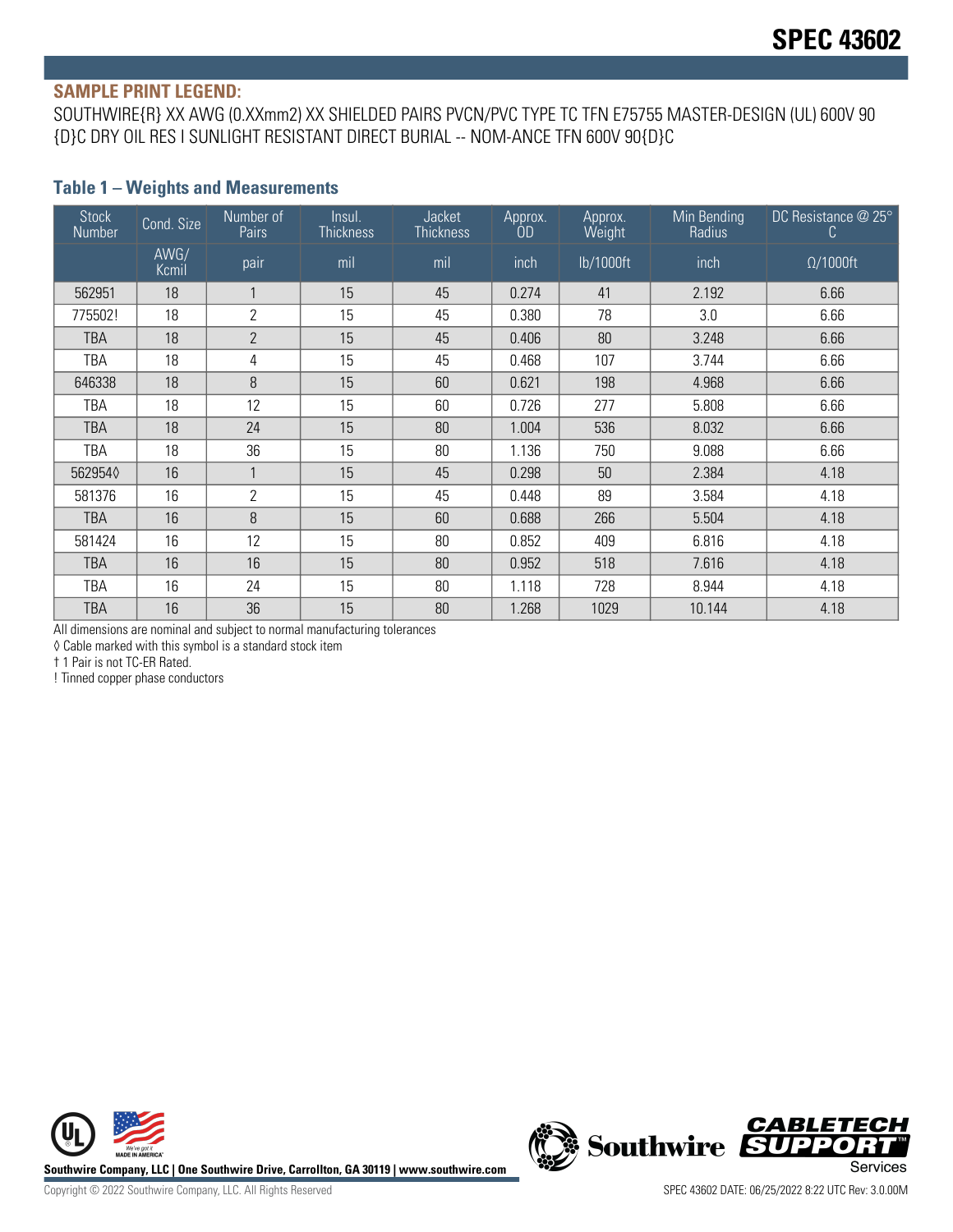# SPEC 43602

## SAMPLE PRINT LEGEND:

SOUTHWIRE{R} XX AWG (0.XXmm2) XX SHIELDED PAIRS PVCN/PVC TYPE TC TFN E75755 MASTER-DESIGN (UL) 600V 90 {D}C DRY OIL RES I SUNLIGHT RESISTANT DIRECT BURIAL -- NOM-ANCE TFN 600V 90{D}C

### Table 1 – Weights and Measurements

| Stock Number | Cond. Size | Number of Pairs | Insul. Thickness | Jacket Thickness | Approx. OD | Approx. Weight | Min Bending Radius | DC Resistance @ 25° C |
|---|---|---|---|---|---|---|---|---|
| | AWG/ Kcmil | pair | mil | mil | inch | lb/1000ft | inch | Ω/1000ft |
| 562951 | 18 | 1 | 15 | 45 | 0.274 | 41 | 2.192 | 6.66 |
| 775502! | 18 | 2 | 15 | 45 | 0.380 | 78 | 3.0 | 6.66 |
| TBA | 18 | 2 | 15 | 45 | 0.406 | 80 | 3.248 | 6.66 |
| TBA | 18 | 4 | 15 | 45 | 0.468 | 107 | 3.744 | 6.66 |
| 646338 | 18 | 8 | 15 | 60 | 0.621 | 198 | 4.968 | 6.66 |
| TBA | 18 | 12 | 15 | 60 | 0.726 | 277 | 5.808 | 6.66 |
| TBA | 18 | 24 | 15 | 80 | 1.004 | 536 | 8.032 | 6.66 |
| TBA | 18 | 36 | 15 | 80 | 1.136 | 750 | 9.088 | 6.66 |
| 562954◊ | 16 | 1 | 15 | 45 | 0.298 | 50 | 2.384 | 4.18 |
| 581376 | 16 | 2 | 15 | 45 | 0.448 | 89 | 3.584 | 4.18 |
| TBA | 16 | 8 | 15 | 60 | 0.688 | 266 | 5.504 | 4.18 |
| 581424 | 16 | 12 | 15 | 80 | 0.852 | 409 | 6.816 | 4.18 |
| TBA | 16 | 16 | 15 | 80 | 0.952 | 518 | 7.616 | 4.18 |
| TBA | 16 | 24 | 15 | 80 | 1.118 | 728 | 8.944 | 4.18 |
| TBA | 16 | 36 | 15 | 80 | 1.268 | 1029 | 10.144 | 4.18 |

All dimensions are nominal and subject to normal manufacturing tolerances

◊ Cable marked with this symbol is a standard stock item

† 1 Pair is not TC-ER Rated.

! Tinned copper phase conductors

Southwire Company, LLC | One Southwire Drive, Carrollton, GA 30119 | www.southwire.com

Copyright © 2022 Southwire Company, LLC. All Rights Reserved

SPEC 43602 DATE: 06/25/2022 8:22 UTC Rev: 3.0.00M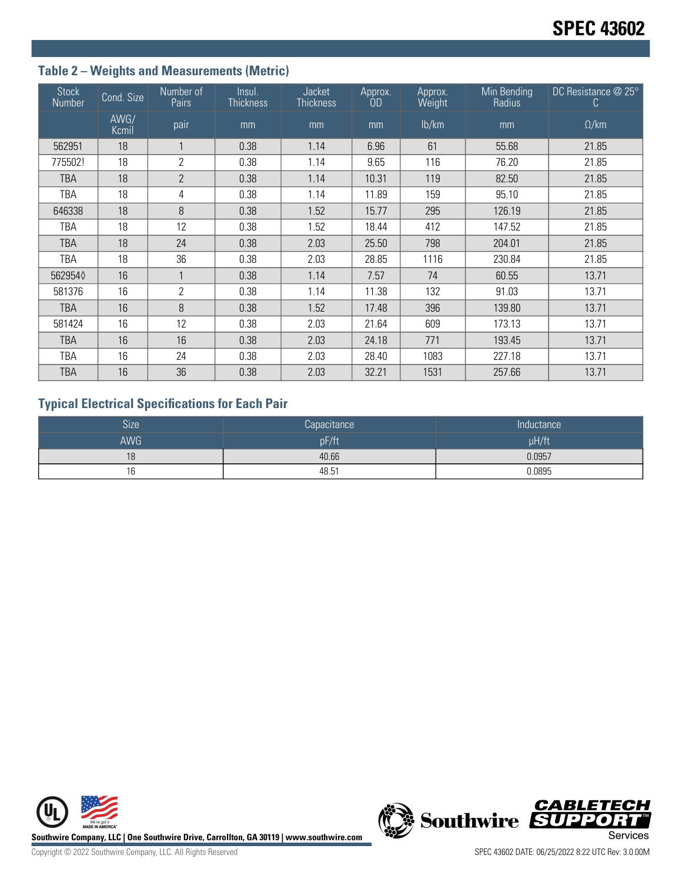### Table 2 – Weights and Measurements (Metric)

| Stock Number | Cond. Size | Number of Pairs | Insul. Thickness | Jacket Thickness | Approx. OD | Approx. Weight | Min Bending Radius | DC Resistance @ 25°C |
|---|---|---|---|---|---|---|---|---|
| | AWG/ Kcmil | pair | mm | mm | mm | lb/km | mm | Ω/km |
| 562951 | 18 | 1 | 0.38 | 1.14 | 6.96 | 61 | 55.68 | 21.85 |
| 775502! | 18 | 2 | 0.38 | 1.14 | 9.65 | 116 | 76.20 | 21.85 |
| TBA | 18 | 2 | 0.38 | 1.14 | 10.31 | 119 | 82.50 | 21.85 |
| TBA | 18 | 4 | 0.38 | 1.14 | 11.89 | 159 | 95.10 | 21.85 |
| 646338 | 18 | 8 | 0.38 | 1.52 | 15.77 | 295 | 126.19 | 21.85 |
| TBA | 18 | 12 | 0.38 | 1.52 | 18.44 | 412 | 147.52 | 21.85 |
| TBA | 18 | 24 | 0.38 | 2.03 | 25.50 | 798 | 204.01 | 21.85 |
| TBA | 18 | 36 | 0.38 | 2.03 | 28.85 | 1116 | 230.84 | 21.85 |
| 562954◊ | 16 | 1 | 0.38 | 1.14 | 7.57 | 74 | 60.55 | 13.71 |
| 581376 | 16 | 2 | 0.38 | 1.14 | 11.38 | 132 | 91.03 | 13.71 |
| TBA | 16 | 8 | 0.38 | 1.52 | 17.48 | 396 | 139.80 | 13.71 |
| 581424 | 16 | 12 | 0.38 | 2.03 | 21.64 | 609 | 173.13 | 13.71 |
| TBA | 16 | 16 | 0.38 | 2.03 | 24.18 | 771 | 193.45 | 13.71 |
| TBA | 16 | 24 | 0.38 | 2.03 | 28.40 | 1083 | 227.18 | 13.71 |
| TBA | 16 | 36 | 0.38 | 2.03 | 32.21 | 1531 | 257.66 | 13.71 |

### Typical Electrical Specifications for Each Pair

| Size | Capacitance | Inductance |
|---|---|---|
| AWG | pF/ft | μH/ft |
| 18 | 40.66 | 0.0957 |
| 16 | 48.51 | 0.0895 |

Southwire Company, LLC | One Southwire Drive, Carrollton, GA 30119 | www.southwire.com

Copyright © 2022 Southwire Company, LLC. All Rights Reserved

SPEC 43602 DATE: 06/25/2022 8:22 UTC Rev: 3.0.00M